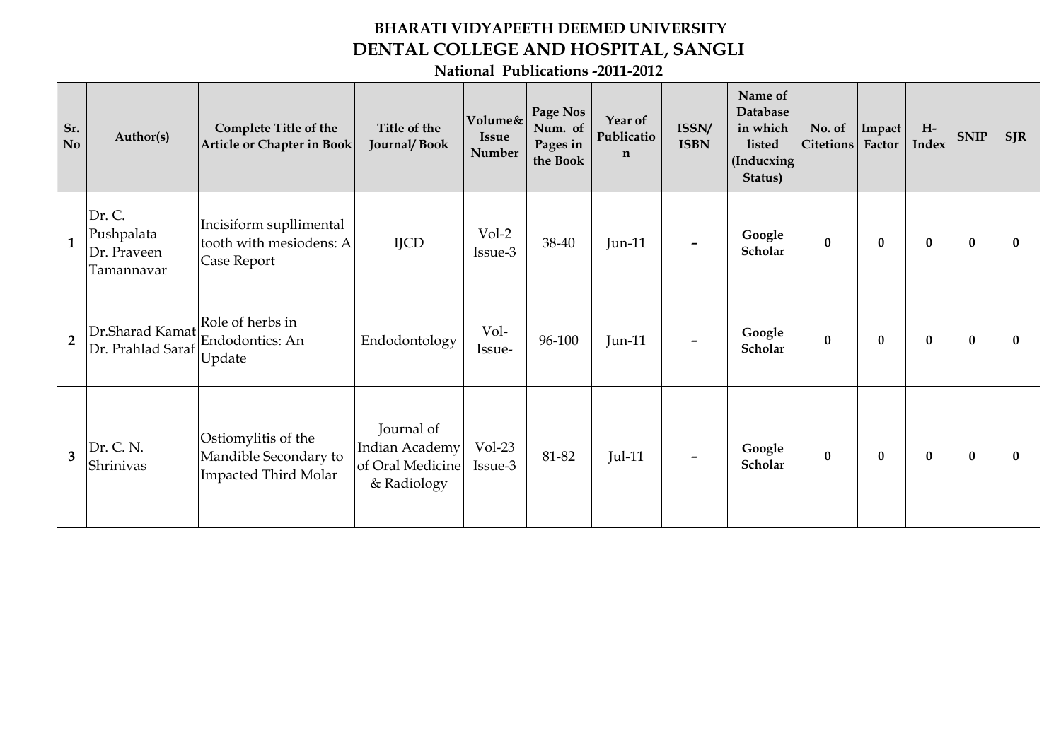# BHARATI VIDYAPEETH DEEMED UNIVERSITY

## DENTAL COLLEGE AND HOSPITAL, SANGLI

### National Publications -2011-2012

| Sr. No | Author(s) | Complete Title of the Article or Chapter in Book | Title of the Journal/ Book | Volume& Issue Number | Page Nos Num. of Pages in the Book | Year of Publication | ISSN/ ISBN | Name of Database in which listed (Inducxing Status) | No. of Citetions | Impact Factor | H-Index | SNIP | SJR |
|---|---|---|---|---|---|---|---|---|---|---|---|---|---|
| 1 | Dr. C. Pushpalata Dr. Praveen Tamannavar | Incisiform supllimental tooth with mesiodens: A Case Report | IJCD | Vol-2 Issue-3 | 38-40 | Jun-11 | - | **Google Scholar** | **0** | **0** | **0** | **0** | **0** |
| 2 | Dr.Sharad Kamat Dr. Prahlad Saraf | Role of herbs in Endodontics: An Update | Endodontology | Vol- Issue- | 96-100 | Jun-11 | - | **Google Scholar** | **0** | **0** | **0** | **0** | **0** |
| 3 | Dr. C. N. Shrinivas | Ostiomylitis of the Mandible Secondary to Impacted Third Molar | Journal of Indian Academy of Oral Medicine & Radiology | Vol-23 Issue-3 | 81-82 | Jul-11 | - | **Google Scholar** | **0** | **0** | **0** | **0** | **0** |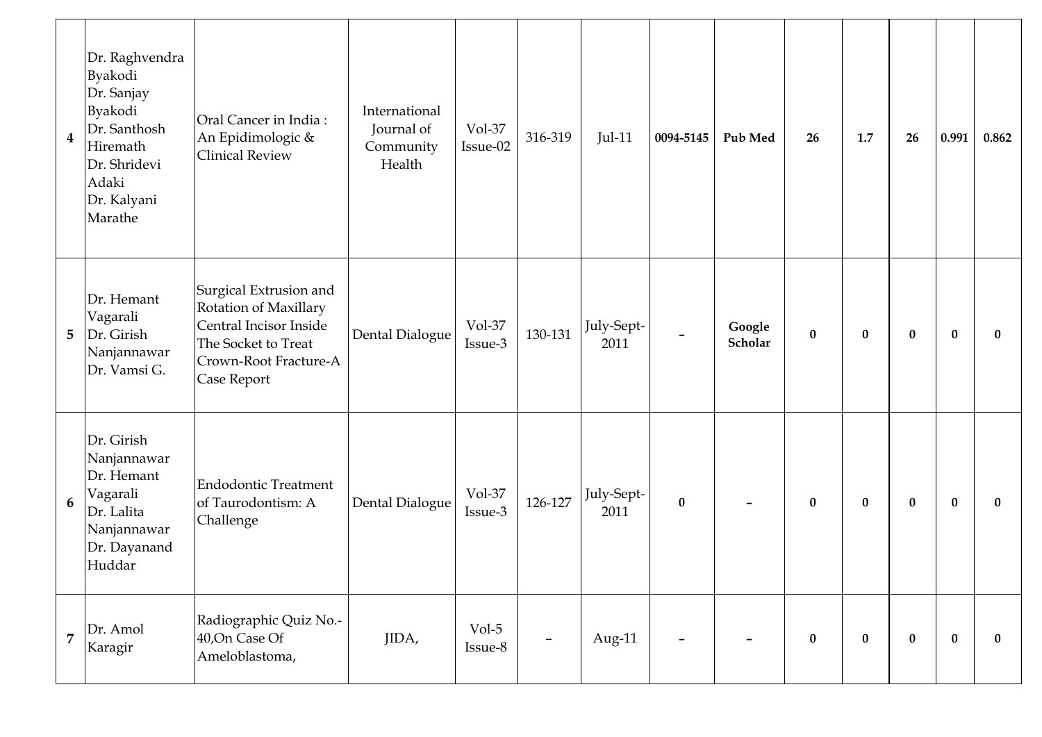| 4 | Dr. Raghvendra Byakodi<br>Dr. Sanjay Byakodi<br>Dr. Santhosh Hiremath<br>Dr. Shridevi Adaki<br>Dr. Kalyani Marathe | Oral Cancer in India : An Epidimologic & Clinical Review | International Journal of Community Health | Vol-37 Issue-02 | 316-319 | Jul-11 | **0094-5145** | **Pub Med** | **26** | **1.7** | **26** | **0.991** | **0.862** |
|---|---|---|---|---|---|---|---|---|---|---|---|---|---|
| 5 | Dr. Hemant Vagarali<br>Dr. Girish Nanjannawar<br>Dr. Vamsi G. | Surgical Extrusion and Rotation of Maxillary Central Incisor Inside The Socket to Treat Crown-Root Fracture-A Case Report | Dental Dialogue | Vol-37 Issue-3 | 130-131 | July-Sept-2011 | **-** | **Google Scholar** | **0** | **0** | **0** | **0** | **0** |
| 6 | Dr. Girish Nanjannawar<br>Dr. Hemant Vagarali<br>Dr. Lalita Nanjannawar<br>Dr. Dayanand Huddar | Endodontic Treatment of Taurodontism: A Challenge | Dental Dialogue | Vol-37 Issue-3 | 126-127 | July-Sept-2011 | **0** | **-** | **0** | **0** | **0** | **0** | **0** |
| 7 | Dr. Amol Karagir | Radiographic Quiz No.-40,On Case Of Ameloblastoma, | JIDA, | Vol-5 Issue-8 | - | Aug-11 | **-** | **-** | **0** | **0** | **0** | **0** | **0** |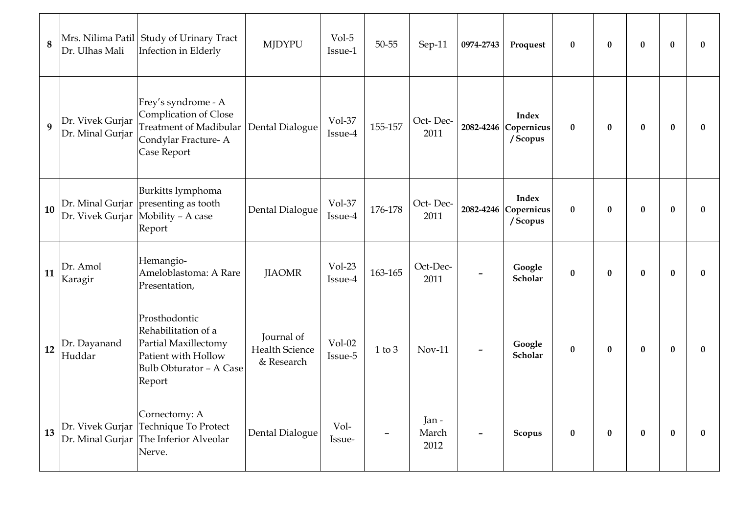| 8 | Mrs. Nilima Patil Dr. Ulhas Mali | Study of Urinary Tract Infection in Elderly | MJDYPU | Vol-5 Issue-1 | 50-55 | Sep-11 | 0974-2743 | **Proquest** | **0** | **0** | **0** | **0** | **0** |
|---|---|---|---|---|---|---|---|---|---|---|---|---|---|
| 9 | Dr. Vivek Gurjar Dr. Minal Gurjar | Frey's syndrome - A Complication of Close Treatment of Madibular Condylar Fracture- A Case Report | Dental Dialogue | Vol-37 Issue-4 | 155-157 | Oct- Dec-2011 | 2082-4246 | **Index Copernicus / Scopus** | **0** | **0** | **0** | **0** | **0** |
| 10 | Dr. Minal Gurjar Dr. Vivek Gurjar | Burkitts lymphoma presenting as tooth Mobility – A case Report | Dental Dialogue | Vol-37 Issue-4 | 176-178 | Oct- Dec-2011 | 2082-4246 | **Index Copernicus / Scopus** | **0** | **0** | **0** | **0** | **0** |
| 11 | Dr. Amol Karagir | Hemangio-Ameloblastoma: A Rare Presentation, | JIAOMR | Vol-23 Issue-4 | 163-165 | Oct-Dec-2011 | - | **Google Scholar** | **0** | **0** | **0** | **0** | **0** |
| 12 | Dr. Dayanand Huddar | Prosthodontic Rehabilitation of a Partial Maxillectomy Patient with Hollow Bulb Obturator – A Case Report | Journal of Health Science & Research | Vol-02 Issue-5 | 1 to 3 | Nov-11 | - | **Google Scholar** | **0** | **0** | **0** | **0** | **0** |
| 13 | Dr. Vivek Gurjar Dr. Minal Gurjar | Cornectomy: A Technique To Protect The Inferior Alveolar Nerve. | Dental Dialogue | Vol- Issue- | – | Jan - March 2012 | - | **Scopus** | **0** | **0** | **0** | **0** | **0** |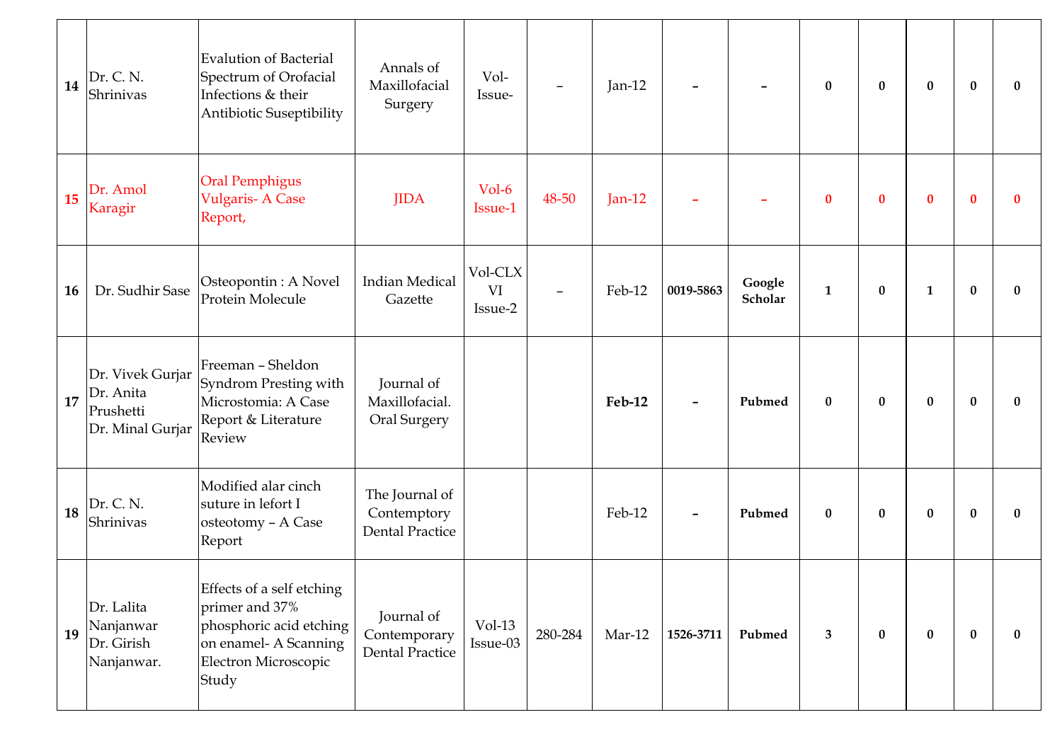| | | | | | | | | | | | | | |
|---|---|---|---|---|---|---|---|---|---|---|---|---|---|
| **14** | Dr. C. N. Shrinivas | Evalution of Bacterial Spectrum of Orofacial Infections & their Antibiotic Suseptibility | Annals of Maxillofacial Surgery | Vol- Issue- | – | Jan-12 | **–** | **–** | **0** | **0** | **0** | **0** | **0** |
| **15** | Dr. Amol Karagir | Oral Pemphigus Vulgaris- A Case Report, | JIDA | Vol-6 Issue-1 | 48-50 | Jan-12 | **–** | **–** | **0** | **0** | **0** | **0** | **0** |
| **16** | Dr. Sudhir Sase | Osteopontin : A Novel Protein Molecule | Indian Medical Gazette | Vol-CLXVI Issue-2 | – | Feb-12 | **0019-5863** | **Google Scholar** | **1** | **0** | **1** | **0** | **0** |
| **17** | Dr. Vivek Gurjar Dr. Anita Prushetti Dr. Minal Gurjar | Freeman – Sheldon Syndrom Presting with Microstomia: A Case Report & Literature Review | Journal of Maxillofacial. Oral Surgery | | | **Feb-12** | **–** | **Pubmed** | **0** | **0** | **0** | **0** | **0** |
| **18** | Dr. C. N. Shrinivas | Modified alar cinch suture in lefort I osteotomy – A Case Report | The Journal of Contemptory Dental Practice | | | Feb-12 | **–** | **Pubmed** | **0** | **0** | **0** | **0** | **0** |
| **19** | Dr. Lalita Nanjanwar Dr. Girish Nanjanwar. | Effects of a self etching primer and 37% phosphoric acid etching on enamel- A Scanning Electron Microscopic Study | Journal of Contemporary Dental Practice | Vol-13 Issue-03 | 280-284 | Mar-12 | **1526-3711** | **Pubmed** | **3** | **0** | **0** | **0** | **0** |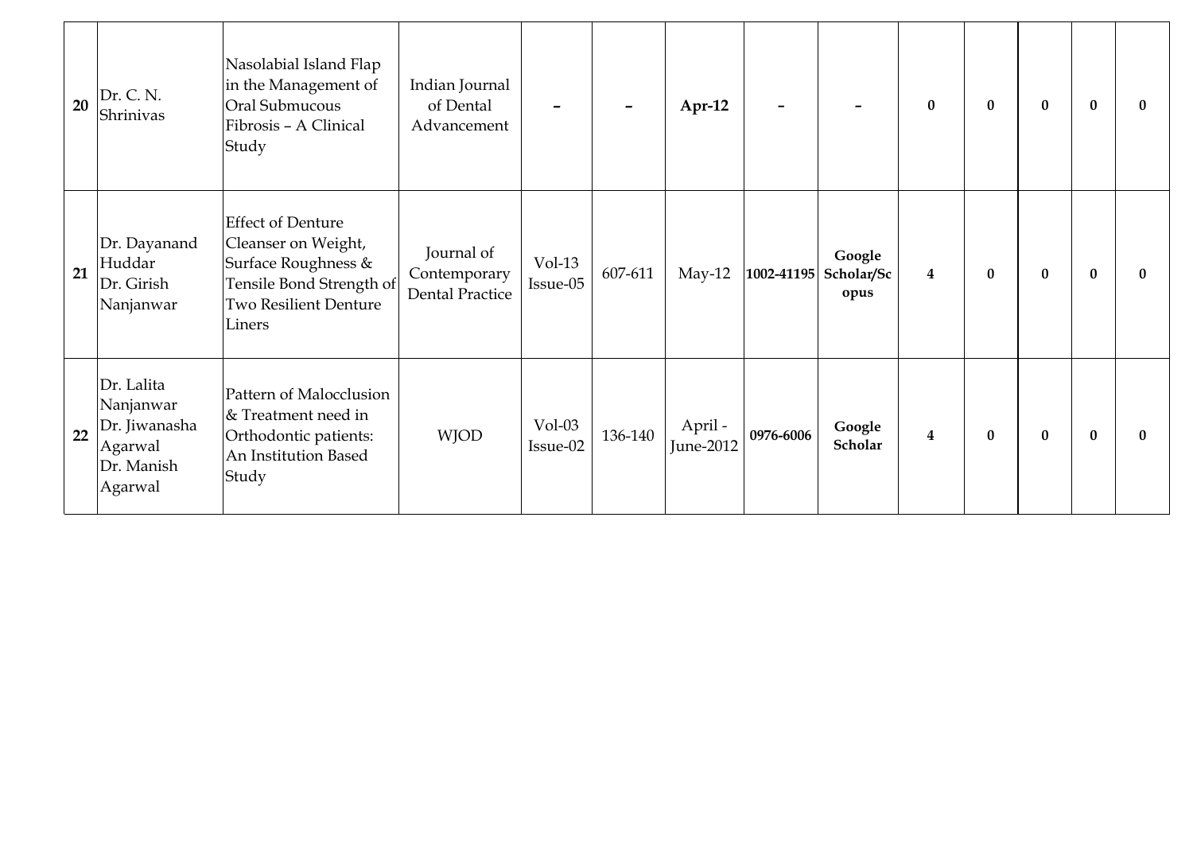| | | | | | | | | | | | | | | |
|---|---|---|---|---|---|---|---|---|---|---|---|---|---|---|
| **20** | Dr. C. N. Shrinivas | Nasolabial Island Flap in the Management of Oral Submucous Fibrosis – A Clinical Study | Indian Journal of Dental Advancement | – | – | **Apr-12** | – | – | **0** | **0** | **0** | **0** | **0** |
| **21** | Dr. Dayanand Huddar Dr. Girish Nanjanwar | Effect of Denture Cleanser on Weight, Surface Roughness & Tensile Bond Strength of Two Resilient Denture Liners | Journal of Contemporary Dental Practice | Vol-13 Issue-05 | 607-611 | May-12 | **1002-41195** | **Google Scholar/Scopus** | **4** | **0** | **0** | **0** | **0** |
| **22** | Dr. Lalita Nanjanwar Dr. Jiwanasha Agarwal Dr. Manish Agarwal | Pattern of Malocclusion & Treatment need in Orthodontic patients: An Institution Based Study | WJOD | Vol-03 Issue-02 | 136-140 | April - June-2012 | **0976-6006** | **Google Scholar** | **4** | **0** | **0** | **0** | **0** |